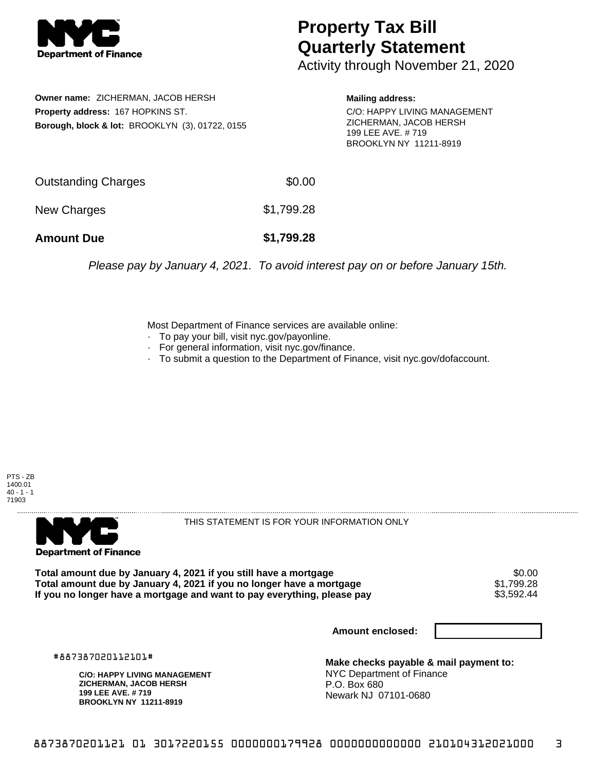**Department of Finance**

# Property Tax Bill Quarterly Statement

Activity through November 21, 2020

**Owner name:** ZICHERMAN, JACOB HERSH
**Property address:** 167 HOPKINS ST.
**Borough, block & lot:** BROOKLYN (3), 01722, 0155

**Mailing address:**
C/O: HAPPY LIVING MANAGEMENT
ZICHERMAN, JACOB HERSH
199 LEE AVE. # 719
BROOKLYN NY 11211-8919

| | |
|---|---|
| Outstanding Charges | $0.00 |
| New Charges | $1,799.28 |
| **Amount Due** | **$1,799.28** |

*Please pay by January 4, 2021. To avoid interest pay on or before January 15th.*

Most Department of Finance services are available online:
- To pay your bill, visit nyc.gov/payonline.
- For general information, visit nyc.gov/finance.
- To submit a question to the Department of Finance, visit nyc.gov/dofaccount.

PTS - ZB
1400.01
40 - 1 - 1
71903

**Department of Finance**

THIS STATEMENT IS FOR YOUR INFORMATION ONLY

| | |
|---|---|
| **Total amount due by January 4, 2021 if you still have a mortgage** | $0.00 |
| **Total amount due by January 4, 2021 if you no longer have a mortgage** | $1,799.28 |
| **If you no longer have a mortgage and want to pay everything, please pay** | $3,592.44 |

**Amount enclosed:**

#887387020112101#

**C/O: HAPPY LIVING MANAGEMENT**
**ZICHERMAN, JACOB HERSH**
**199 LEE AVE. # 719**
**BROOKLYN NY 11211-8919**

**Make checks payable & mail payment to:**
NYC Department of Finance
P.O. Box 680
Newark NJ 07101-0680

8873870201121 01 3017220155 0000000179928 0000000000000 210104312021000 3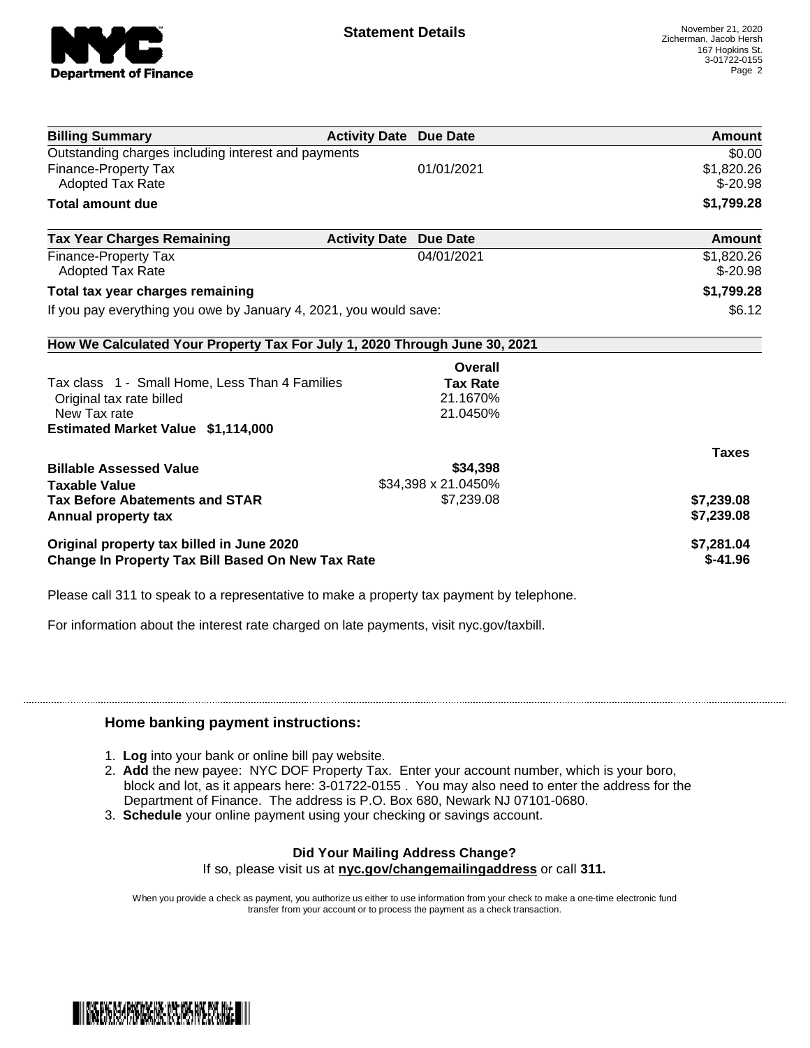## Statement Details

November 21, 2020
Zicherman, Jacob Hersh
167 Hopkins St.
3-01722-0155

| Billing Summary | Activity Date | Due Date | Amount |
|---|---|---|---|
| Outstanding charges including interest and payments | | | $0.00 |
| Finance-Property Tax | | 01/01/2021 | $1,820.26 |
| Adopted Tax Rate | | | $-20.98 |
| **Total amount due** | | | **$1,799.28** |

| Tax Year Charges Remaining | Activity Date | Due Date | Amount |
|---|---|---|---|
| Finance-Property Tax | | 04/01/2021 | $1,820.26 |
| Adopted Tax Rate | | | $-20.98 |
| **Total tax year charges remaining** | | | **$1,799.28** |
| If you pay everything you owe by January 4, 2021, you would save: | | | $6.12 |

### How We Calculated Your Property Tax For July 1, 2020 Through June 30, 2021

| | Overall Tax Rate | |
|---|---|---|
| Tax class 1 - Small Home, Less Than 4 Families | | |
| Original tax rate billed | 21.1670% | |
| New Tax rate | 21.0450% | |
| **Estimated Market Value $1,114,000** | | |
| | | **Taxes** |
| **Billable Assessed Value** | **$34,398** | |
| **Taxable Value** | $34,398 x 21.0450% | |
| **Tax Before Abatements and STAR** | $7,239.08 | **$7,239.08** |
| **Annual property tax** | | **$7,239.08** |
| **Original property tax billed in June 2020** | | **$7,281.04** |
| **Change In Property Tax Bill Based On New Tax Rate** | | **$-41.96** |

Please call 311 to speak to a representative to make a property tax payment by telephone.

For information about the interest rate charged on late payments, visit nyc.gov/taxbill.

---

### Home banking payment instructions:

1. **Log** into your bank or online bill pay website.
2. **Add** the new payee: NYC DOF Property Tax. Enter your account number, which is your boro, block and lot, as it appears here: 3-01722-0155 . You may also need to enter the address for the Department of Finance. The address is P.O. Box 680, Newark NJ 07101-0680.
3. **Schedule** your online payment using your checking or savings account.

**Did Your Mailing Address Change?**
If so, please visit us at **nyc.gov/changemailingaddress** or call **311.**

When you provide a check as payment, you authorize us either to use information from your check to make a one-time electronic fund transfer from your account or to process the payment as a check transaction.